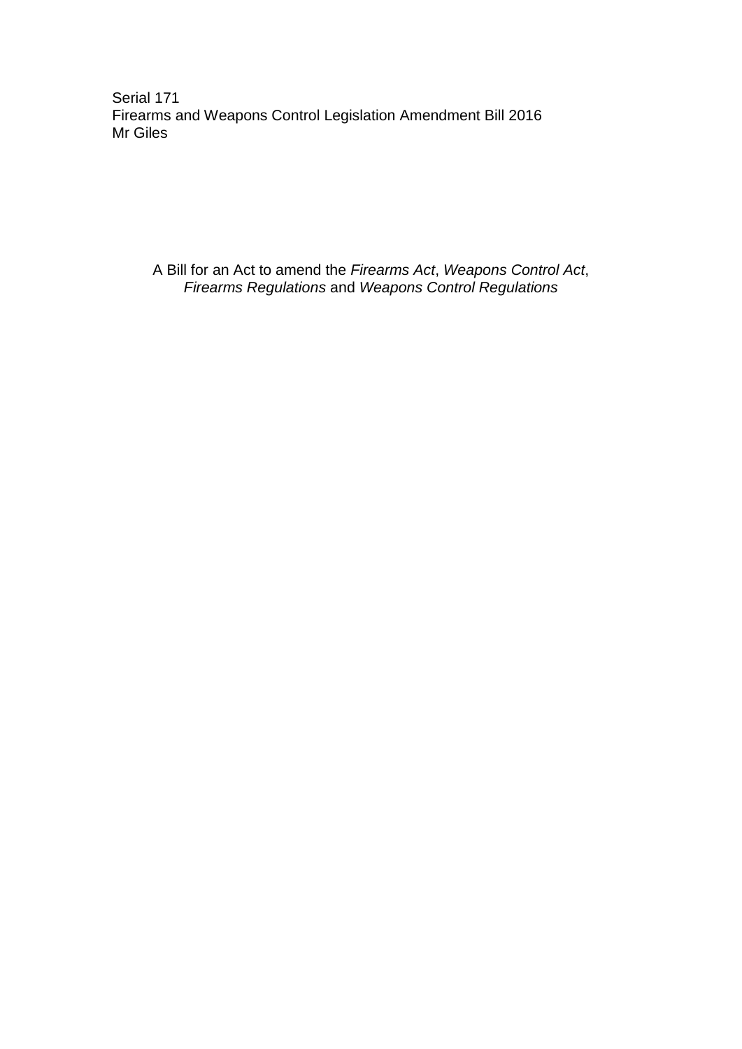Serial 171
Firearms and Weapons Control Legislation Amendment Bill 2016
Mr Giles

A Bill for an Act to amend the *Firearms Act*, *Weapons Control Act*, *Firearms Regulations* and *Weapons Control Regulations*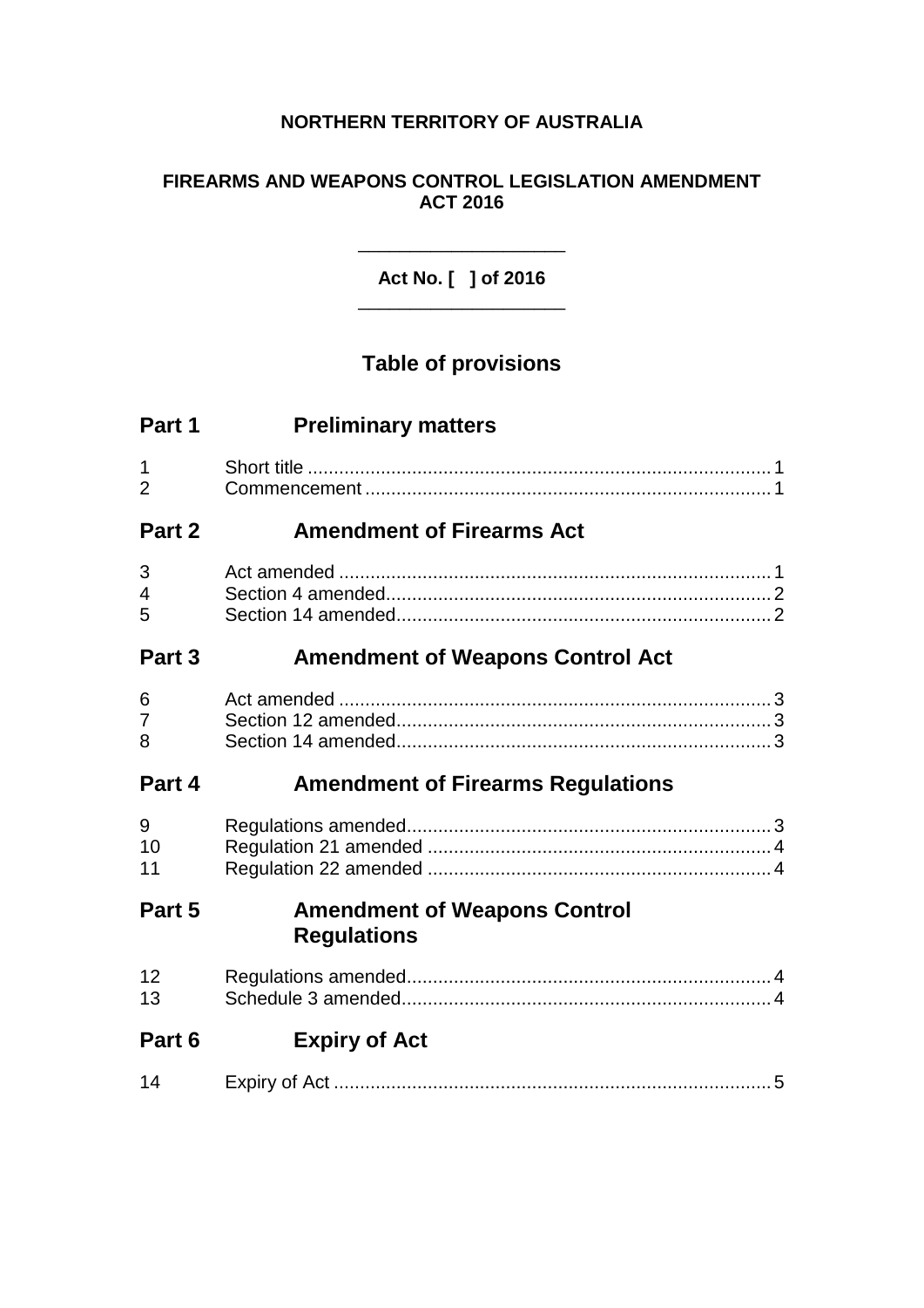**NORTHERN TERRITORY OF AUSTRALIA**

**FIREARMS AND WEAPONS CONTROL LEGISLATION AMENDMENT ACT 2016**

**Act No. [ ] of 2016**

## Table of provisions

### Part 1 Preliminary matters

1 Short title ..... 1
2 Commencement ..... 1

### Part 2 Amendment of Firearms Act

3 Act amended ..... 1
4 Section 4 amended ..... 2
5 Section 14 amended ..... 2

### Part 3 Amendment of Weapons Control Act

6 Act amended ..... 3
7 Section 12 amended ..... 3
8 Section 14 amended ..... 3

### Part 4 Amendment of Firearms Regulations

9 Regulations amended ..... 3
10 Regulation 21 amended ..... 4
11 Regulation 22 amended ..... 4

### Part 5 Amendment of Weapons Control Regulations

12 Regulations amended ..... 4
13 Schedule 3 amended ..... 4

### Part 6 Expiry of Act

14 Expiry of Act ..... 5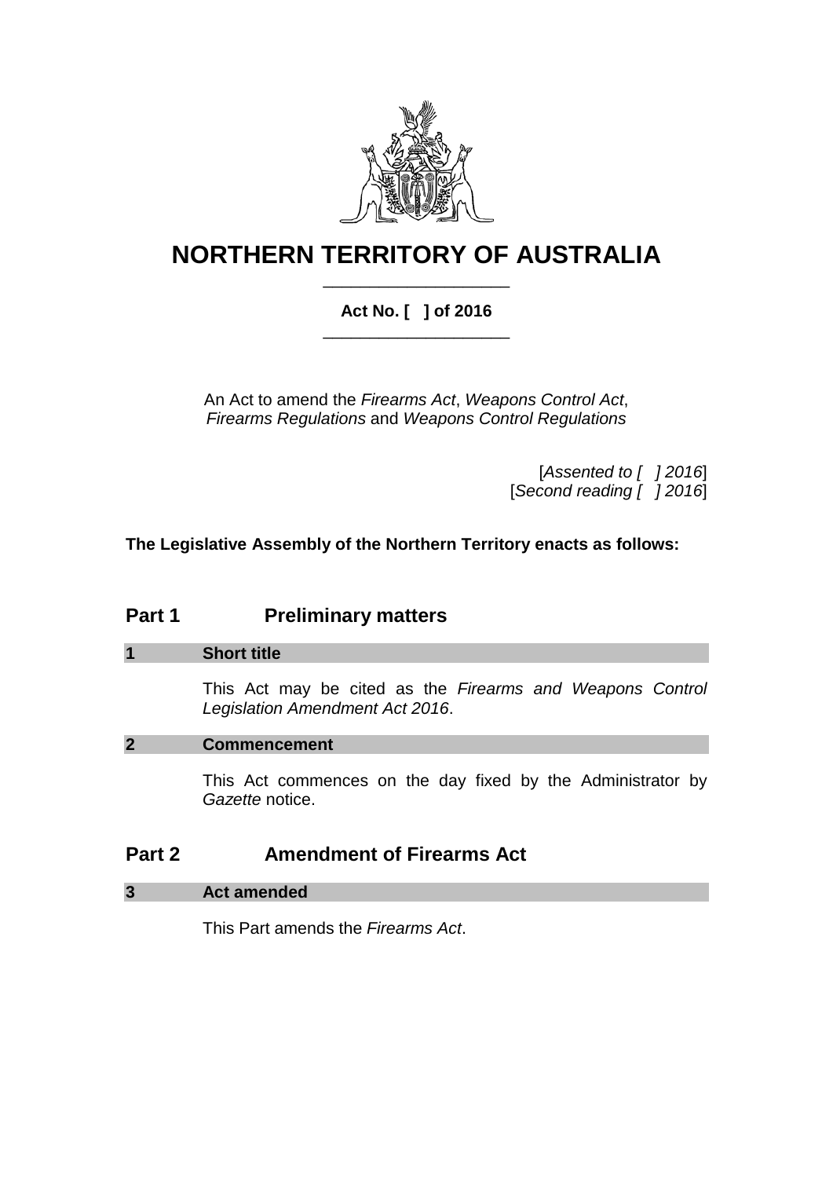# NORTHERN TERRITORY OF AUSTRALIA

**Act No. [ ] of 2016**

An Act to amend the *Firearms Act*, *Weapons Control Act*, *Firearms Regulations* and *Weapons Control Regulations*

[*Assented to [ ] 2016*]
[*Second reading [ ] 2016*]

**The Legislative Assembly of the Northern Territory enacts as follows:**

## Part 1 Preliminary matters

### 1 Short title

This Act may be cited as the *Firearms and Weapons Control Legislation Amendment Act 2016*.

### 2 Commencement

This Act commences on the day fixed by the Administrator by *Gazette* notice.

## Part 2 Amendment of Firearms Act

### 3 Act amended

This Part amends the *Firearms Act*.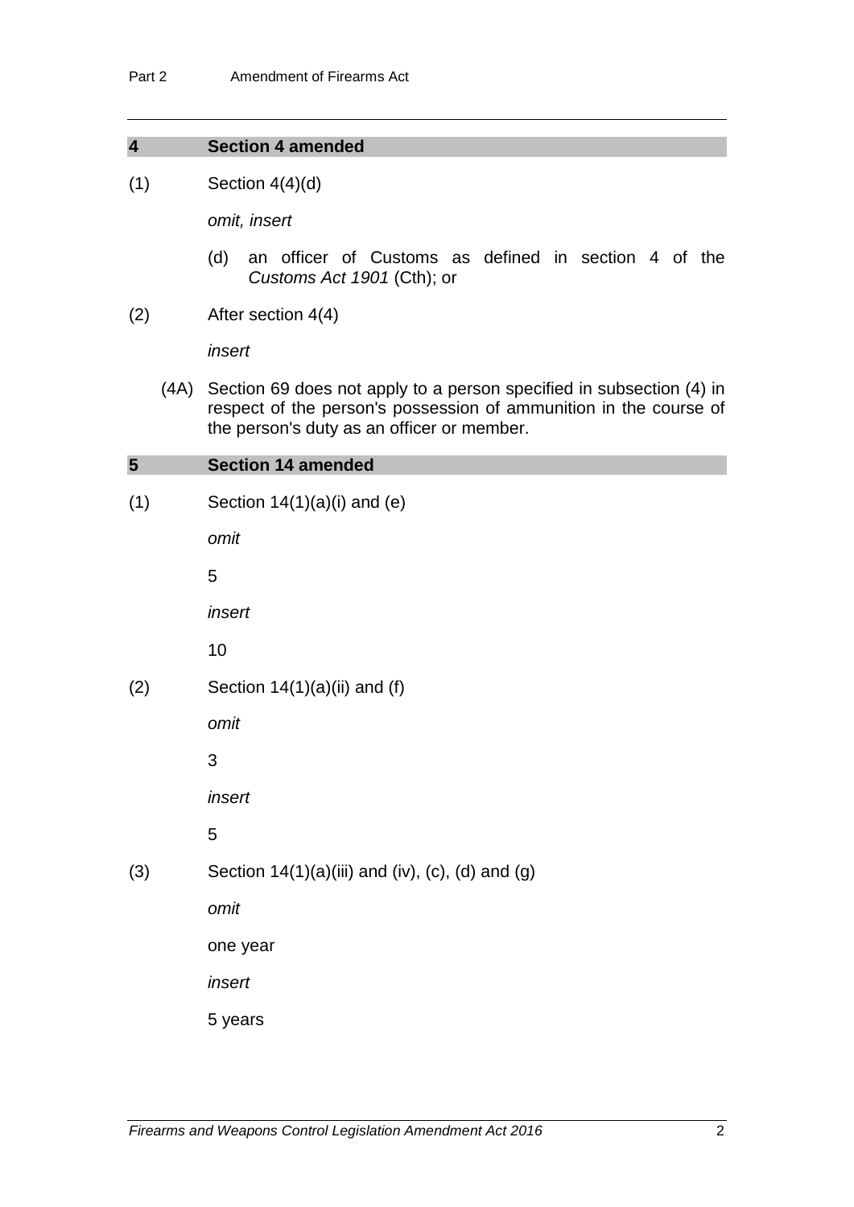## 4 Section 4 amended

(1) Section 4(4)(d)

*omit, insert*

(d) an officer of Customs as defined in section 4 of the *Customs Act 1901* (Cth); or

(2) After section 4(4)

*insert*

(4A) Section 69 does not apply to a person specified in subsection (4) in respect of the person's possession of ammunition in the course of the person's duty as an officer or member.

## 5 Section 14 amended

(1) Section 14(1)(a)(i) and (e)

*omit*

5

*insert*

10

(2) Section 14(1)(a)(ii) and (f)

*omit*

3

*insert*

5

(3) Section 14(1)(a)(iii) and (iv), (c), (d) and (g)

*omit*

one year

*insert*

5 years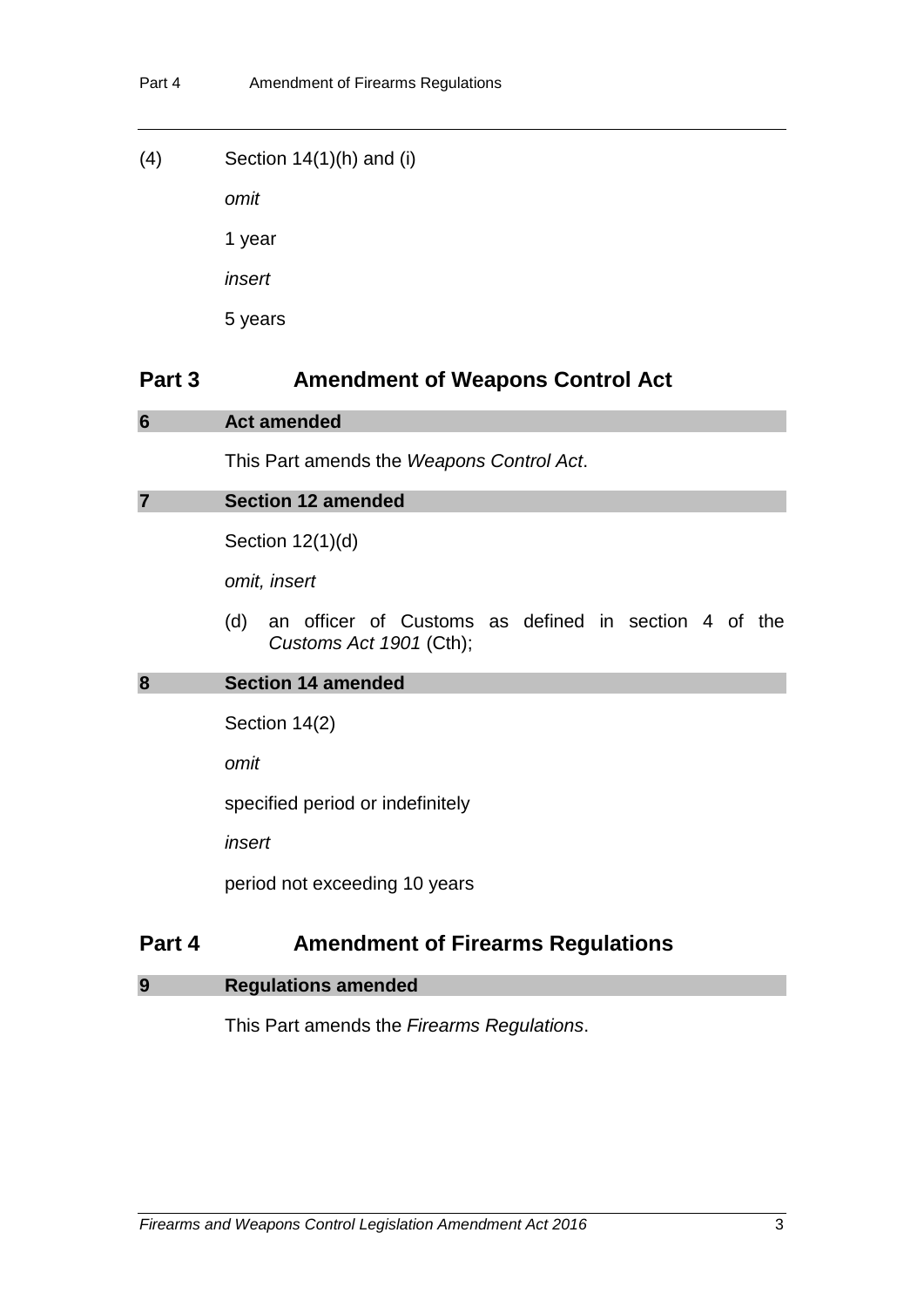(4) Section 14(1)(h) and (i)

*omit*

1 year

*insert*

5 years

## Part 3 Amendment of Weapons Control Act

### 6 Act amended

This Part amends the *Weapons Control Act*.

### 7 Section 12 amended

Section 12(1)(d)

*omit, insert*

(d) an officer of Customs as defined in section 4 of the *Customs Act 1901* (Cth);

### 8 Section 14 amended

Section 14(2)

*omit*

specified period or indefinitely

*insert*

period not exceeding 10 years

## Part 4 Amendment of Firearms Regulations

### 9 Regulations amended

This Part amends the *Firearms Regulations*.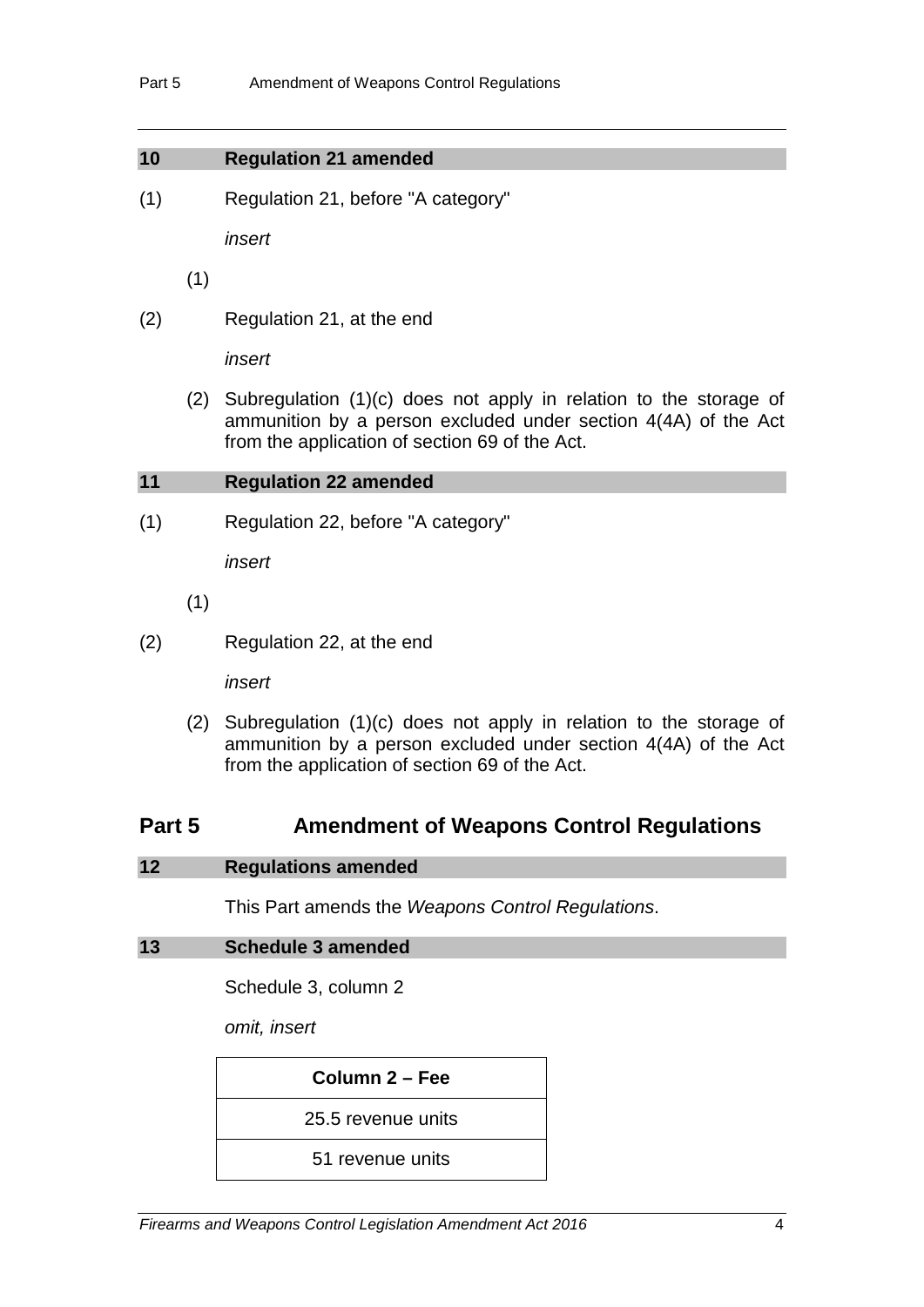### 10 Regulation 21 amended

(1) Regulation 21, before "A category"

*insert*

(1)

(2) Regulation 21, at the end

*insert*

(2) Subregulation (1)(c) does not apply in relation to the storage of ammunition by a person excluded under section 4(4A) of the Act from the application of section 69 of the Act.

### 11 Regulation 22 amended

(1) Regulation 22, before "A category"

*insert*

(1)

(2) Regulation 22, at the end

*insert*

(2) Subregulation (1)(c) does not apply in relation to the storage of ammunition by a person excluded under section 4(4A) of the Act from the application of section 69 of the Act.

## Part 5 Amendment of Weapons Control Regulations

### 12 Regulations amended

This Part amends the *Weapons Control Regulations*.

### 13 Schedule 3 amended

Schedule 3, column 2

*omit, insert*

| Column 2 – Fee |
| --- |
| 25.5 revenue units |
| 51 revenue units |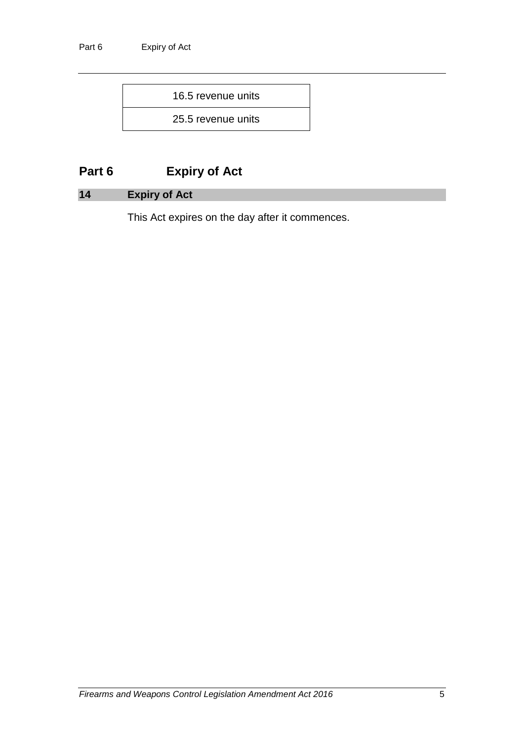| |
|---|
| 16.5 revenue units |
| 25.5 revenue units |

## Part 6 Expiry of Act

### 14 Expiry of Act

This Act expires on the day after it commences.